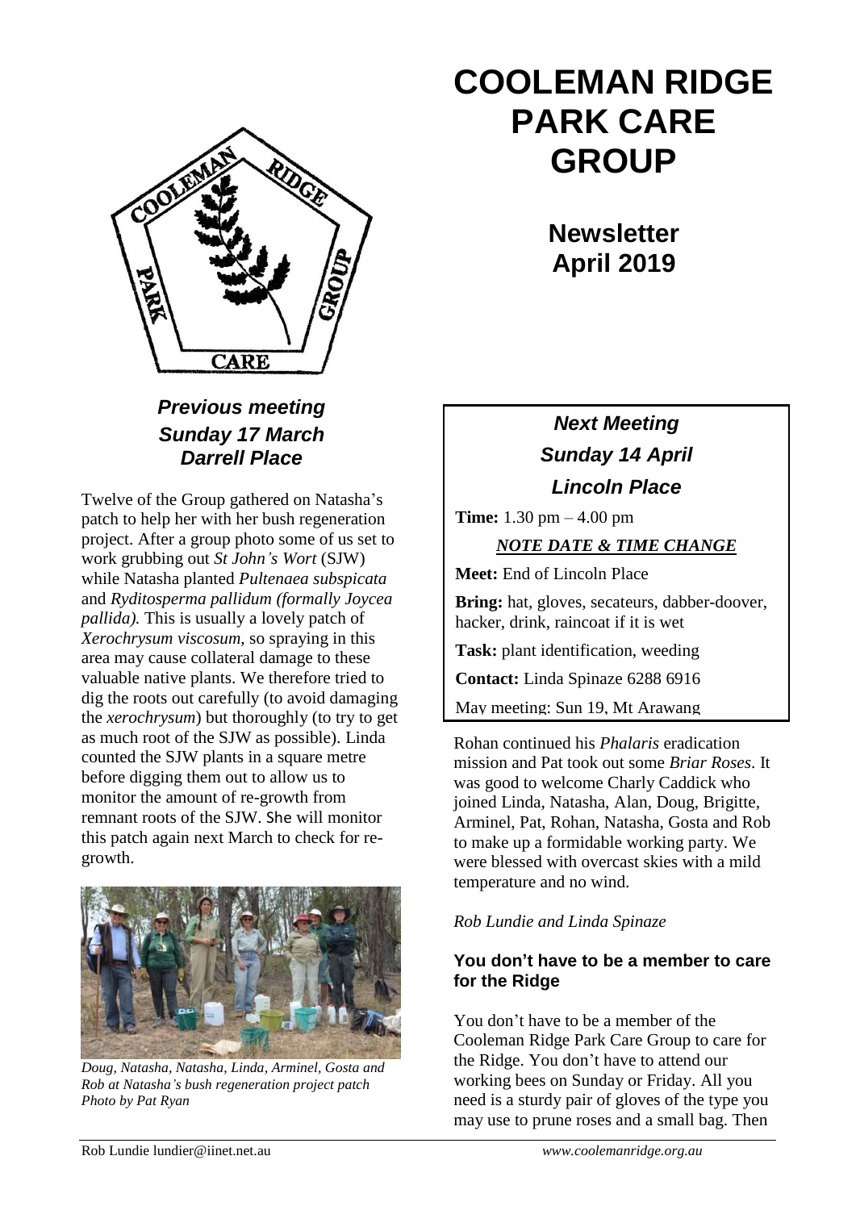# COOLEMAN RIDGE PARK CARE GROUP

## Newsletter April 2019

### *Previous meeting Sunday 17 March Darrell Place*

Twelve of the Group gathered on Natasha's patch to help her with her bush regeneration project. After a group photo some of us set to work grubbing out *St John's Wort* (SJW) while Natasha planted *Pultenaea subspicata* and *Ryditosperma pallidum (formally Joycea pallida).* This is usually a lovely patch of *Xerochrysum viscosum*, so spraying in this area may cause collateral damage to these valuable native plants. We therefore tried to dig the roots out carefully (to avoid damaging the *xerochrysum*) but thoroughly (to try to get as much root of the SJW as possible). Linda counted the SJW plants in a square metre before digging them out to allow us to monitor the amount of re-growth from remnant roots of the SJW. She will monitor this patch again next March to check for re-growth.

*Doug, Natasha, Natasha, Linda, Arminel, Gosta and Rob at Natasha's bush regeneration project patch Photo by Pat Ryan*

Rohan continued his *Phalaris* eradication mission and Pat took out some *Briar Roses*. It was good to welcome Charly Caddick who joined Linda, Natasha, Alan, Doug, Brigitte, Arminel, Pat, Rohan, Natasha, Gosta and Rob to make up a formidable working party. We were blessed with overcast skies with a mild temperature and no wind.

*Rob Lundie and Linda Spinaze*

### *Next Meeting Sunday 14 April Lincoln Place*

**Time:** 1.30 pm – 4.00 pm

***NOTE DATE & TIME CHANGE***

**Meet:** End of Lincoln Place

**Bring:** hat, gloves, secateurs, dabber-doover, hacker, drink, raincoat if it is wet

**Task:** plant identification, weeding

**Contact:** Linda Spinaze 6288 6916

May meeting: Sun 19, Mt Arawang

### You don't have to be a member to care for the Ridge

You don't have to be a member of the Cooleman Ridge Park Care Group to care for the Ridge. You don't have to attend our working bees on Sunday or Friday. All you need is a sturdy pair of gloves of the type you may use to prune roses and a small bag. Then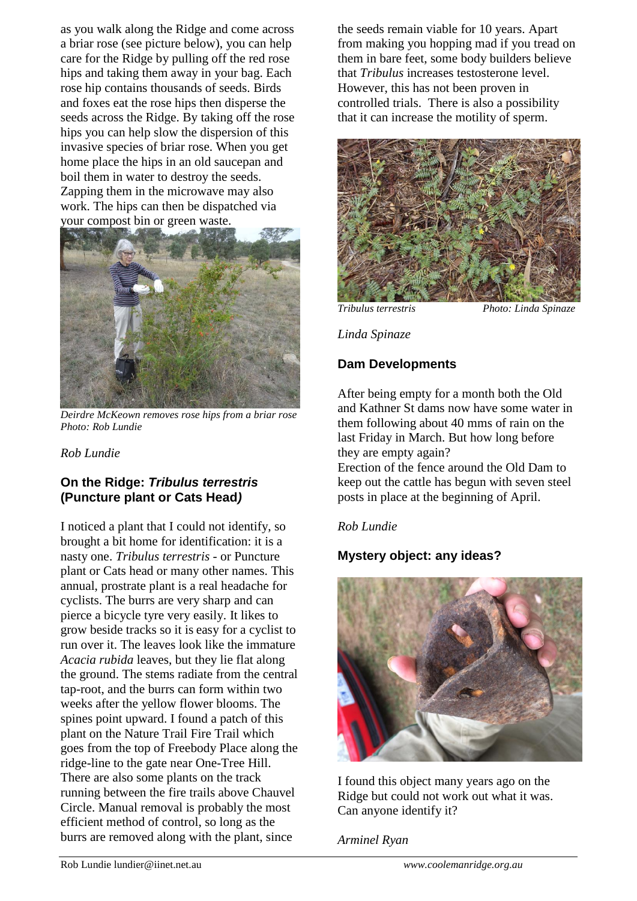as you walk along the Ridge and come across a briar rose (see picture below), you can help care for the Ridge by pulling off the red rose hips and taking them away in your bag. Each rose hip contains thousands of seeds. Birds and foxes eat the rose hips then disperse the seeds across the Ridge. By taking off the rose hips you can help slow the dispersion of this invasive species of briar rose. When you get home place the hips in an old saucepan and boil them in water to destroy the seeds. Zapping them in the microwave may also work. The hips can then be dispatched via your compost bin or green waste.

*Deirdre McKeown removes rose hips from a briar rose*
*Photo: Rob Lundie*

*Rob Lundie*

### On the Ridge: *Tribulus terrestris* (Puncture plant or Cats Head)

I noticed a plant that I could not identify, so brought a bit home for identification: it is a nasty one. *Tribulus terrestris* - or Puncture plant or Cats head or many other names. This annual, prostrate plant is a real headache for cyclists. The burrs are very sharp and can pierce a bicycle tyre very easily. It likes to grow beside tracks so it is easy for a cyclist to run over it. The leaves look like the immature *Acacia rubida* leaves, but they lie flat along the ground. The stems radiate from the central tap-root, and the burrs can form within two weeks after the yellow flower blooms. The spines point upward. I found a patch of this plant on the Nature Trail Fire Trail which goes from the top of Freebody Place along the ridge-line to the gate near One-Tree Hill. There are also some plants on the track running between the fire trails above Chauvel Circle. Manual removal is probably the most efficient method of control, so long as the burrs are removed along with the plant, since the seeds remain viable for 10 years. Apart from making you hopping mad if you tread on them in bare feet, some body builders believe that *Tribulus* increases testosterone level. However, this has not been proven in controlled trials. There is also a possibility that it can increase the motility of sperm.

*Tribulus terrestris* *Photo: Linda Spinaze*

*Linda Spinaze*

### Dam Developments

After being empty for a month both the Old and Kathner St dams now have some water in them following about 40 mms of rain on the last Friday in March. But how long before they are empty again?
Erection of the fence around the Old Dam to keep out the cattle has begun with seven steel posts in place at the beginning of April.

*Rob Lundie*

### Mystery object: any ideas?

I found this object many years ago on the Ridge but could not work out what it was. Can anyone identify it?

*Arminel Ryan*